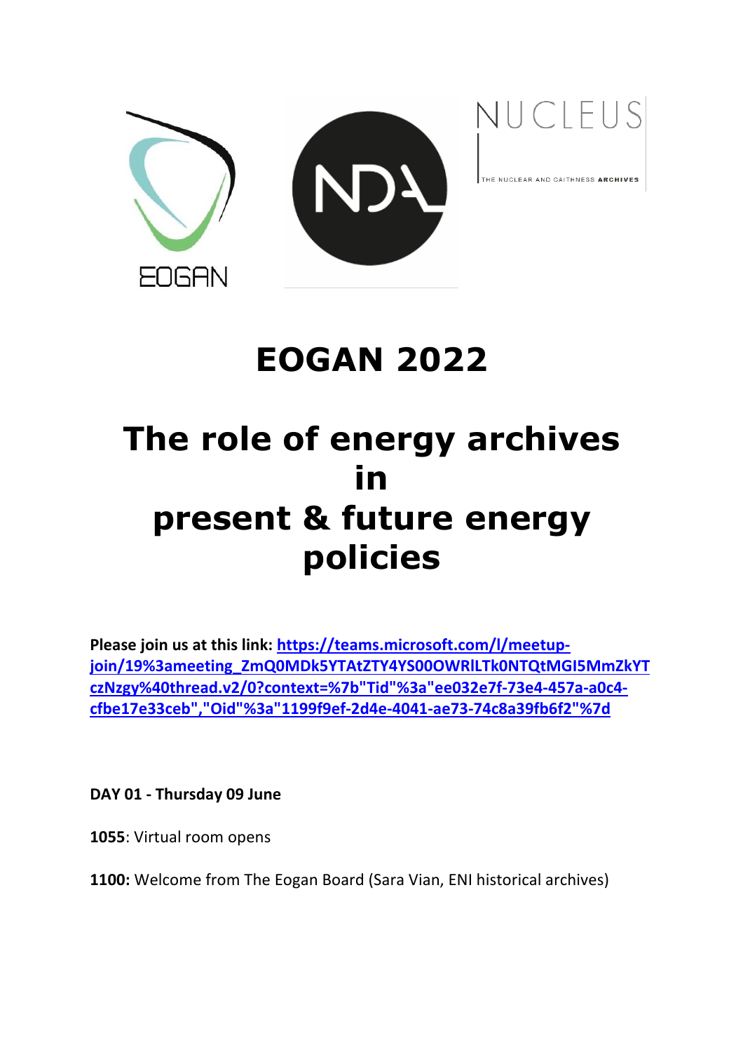EOGAN

NDA

NUCLEUS

THE NUCLEAR AND CAITHNESS **ARCHIVES**

# EOGAN 2022

# The role of energy archives in present & future energy policies

**Please join us at this link: https://teams.microsoft.com/l/meetup-join/19%3ameeting_ZmQ0MDk5YTAtZTY4YS00OWRlLTk0NTQtMGI5MmZkYTczNzgy%40thread.v2/0?context=%7b"Tid"%3a"ee032e7f-73e4-457a-a0c4-cfbe17e33ceb","Oid"%3a"1199f9ef-2d4e-4041-ae73-74c8a39fb6f2"%7d**

**DAY 01 - Thursday 09 June**

**1055**: Virtual room opens

**1100:** Welcome from The Eogan Board (Sara Vian, ENI historical archives)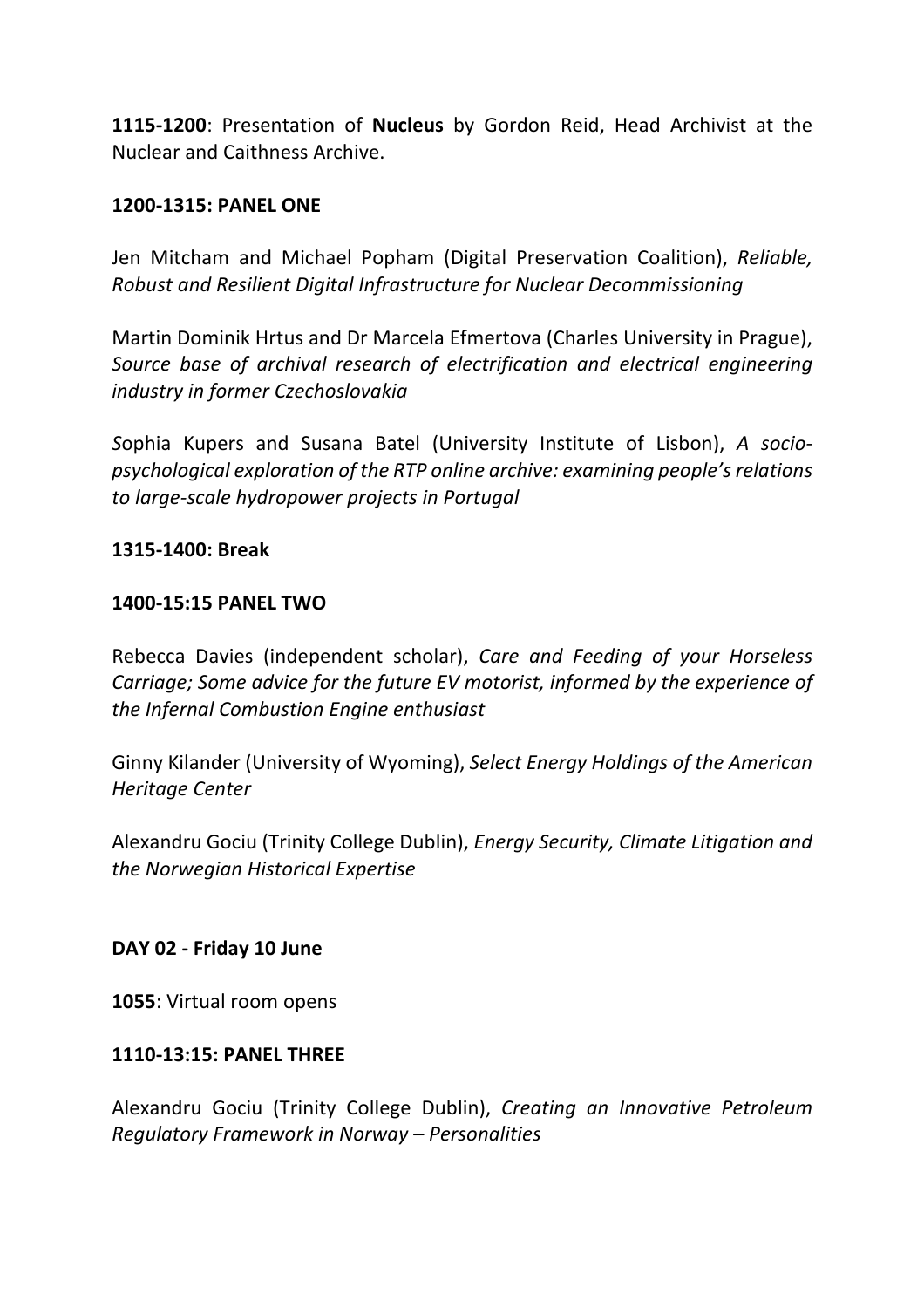**1115-1200**: Presentation of **Nucleus** by Gordon Reid, Head Archivist at the Nuclear and Caithness Archive.

**1200-1315: PANEL ONE**

Jen Mitcham and Michael Popham (Digital Preservation Coalition), *Reliable, Robust and Resilient Digital Infrastructure for Nuclear Decommissioning*

Martin Dominik Hrtus and Dr Marcela Efmertova (Charles University in Prague), *Source base of archival research of electrification and electrical engineering industry in former Czechoslovakia*

*S*ophia Kupers and Susana Batel (University Institute of Lisbon), *A socio-psychological exploration of the RTP online archive: examining people's relations to large-scale hydropower projects in Portugal*

**1315-1400: Break**

**1400-15:15 PANEL TWO**

Rebecca Davies (independent scholar), *Care and Feeding of your Horseless Carriage; Some advice for the future EV motorist, informed by the experience of the Infernal Combustion Engine enthusiast*

Ginny Kilander (University of Wyoming), *Select Energy Holdings of the American Heritage Center*

Alexandru Gociu (Trinity College Dublin), *Energy Security, Climate Litigation and the Norwegian Historical Expertise*

**DAY 02 - Friday 10 June**

**1055**: Virtual room opens

**1110-13:15: PANEL THREE**

Alexandru Gociu (Trinity College Dublin), *Creating an Innovative Petroleum Regulatory Framework in Norway – Personalities*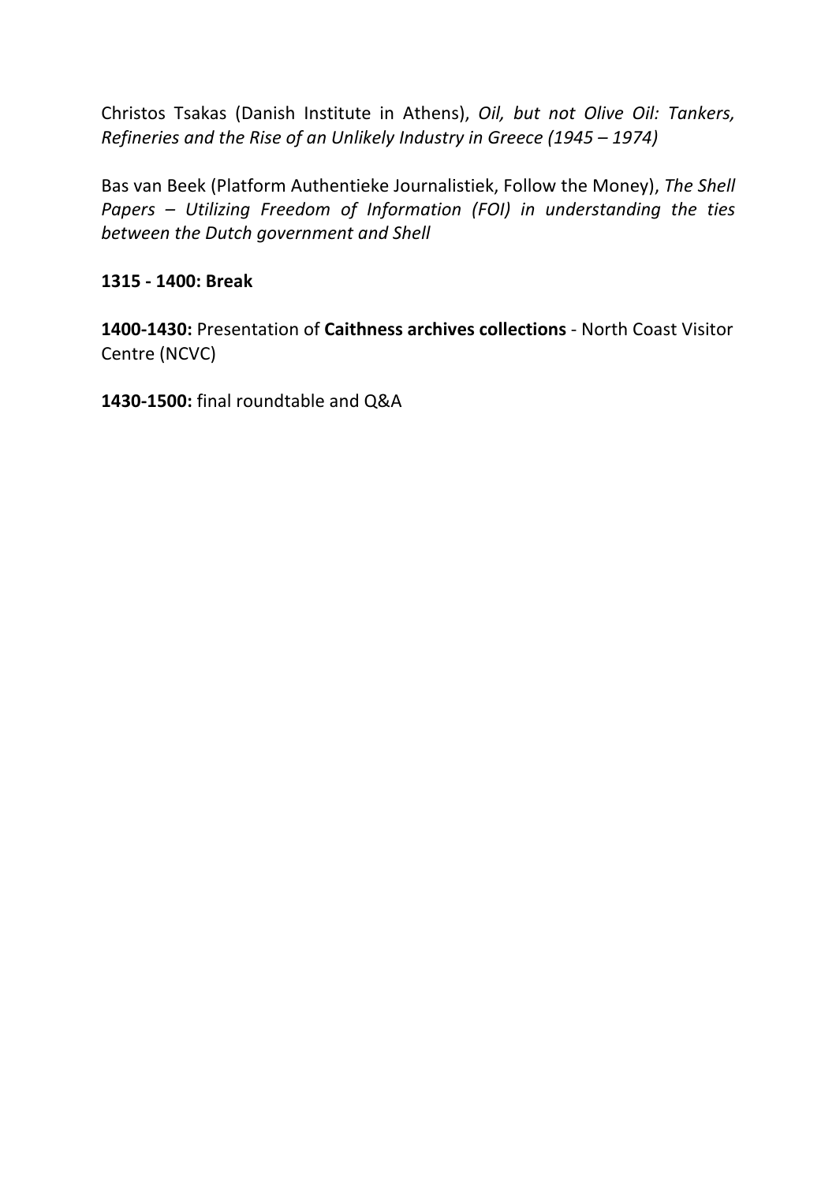Christos Tsakas (Danish Institute in Athens), *Oil, but not Olive Oil: Tankers, Refineries and the Rise of an Unlikely Industry in Greece (1945 – 1974)*

Bas van Beek (Platform Authentieke Journalistiek, Follow the Money), *The Shell Papers – Utilizing Freedom of Information (FOI) in understanding the ties between the Dutch government and Shell*

**1315 - 1400: Break**

**1400-1430:** Presentation of **Caithness archives collections** - North Coast Visitor Centre (NCVC)

**1430-1500:** final roundtable and Q&A